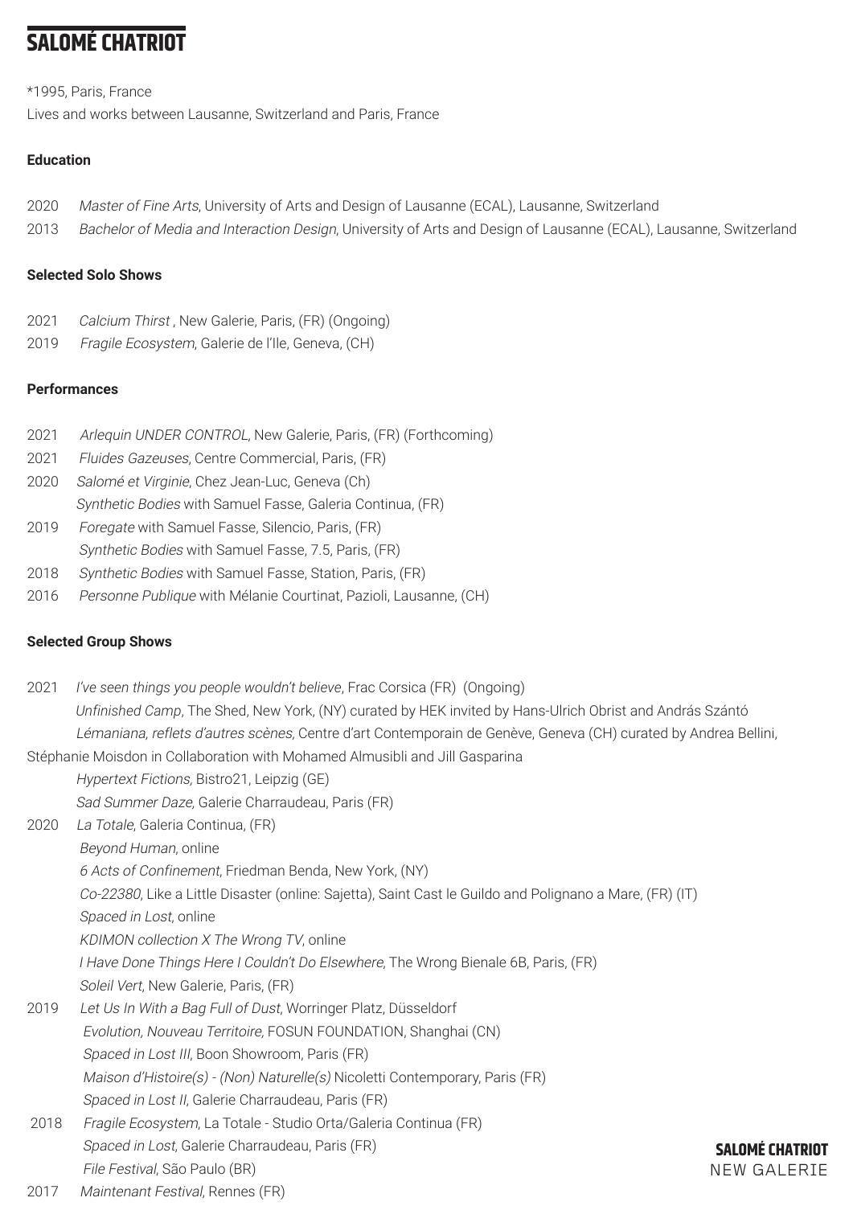# SALOMÉ CHATRIOT

*1995, Paris, France
Lives and works between Lausanne, Switzerland and Paris, France

### Education

2020 *Master of Fine Arts*, University of Arts and Design of Lausanne (ECAL), Lausanne, Switzerland
2013 *Bachelor of Media and Interaction Design*, University of Arts and Design of Lausanne (ECAL), Lausanne, Switzerland

### Selected Solo Shows

2021 *Calcium Thirst* , New Galerie, Paris, (FR) (Ongoing)
2019 *Fragile Ecosystem*, Galerie de l'Ile, Geneva, (CH)

### Performances

2021 *Arlequin UNDER CONTROL*, New Galerie, Paris, (FR) (Forthcoming)
2021 *Fluides Gazeuses*, Centre Commercial, Paris, (FR)
2020 *Salomé et Virginie*, Chez Jean-Luc, Geneva (Ch)
*Synthetic Bodies* with Samuel Fasse, Galeria Continua, (FR)
2019 *Foregate* with Samuel Fasse, Silencio, Paris, (FR)
*Synthetic Bodies* with Samuel Fasse, 7.5, Paris, (FR)
2018 *Synthetic Bodies* with Samuel Fasse, Station, Paris, (FR)
2016 *Personne Publique* with Mélanie Courtinat, Pazioli, Lausanne, (CH)

### Selected Group Shows

2021 *I've seen things you people wouldn't believe*, Frac Corsica (FR) (Ongoing)
*Unfinished Camp*, The Shed, New York, (NY) curated by HEK invited by Hans-Ulrich Obrist and András Szántó
*Lémaniana, reflets d'autres scènes,* Centre d'art Contemporain de Genève, Geneva (CH) curated by Andrea Bellini, Stéphanie Moisdon in Collaboration with Mohamed Almusibli and Jill Gasparina
*Hypertext Fictions,* Bistro21, Leipzig (GE)
*Sad Summer Daze,* Galerie Charraudeau, Paris (FR)
2020 *La Totale*, Galeria Continua, (FR)
*Beyond Human*, online
*6 Acts of Confinement*, Friedman Benda, New York, (NY)
*Co-22380*, Like a Little Disaster (online: Sajetta), Saint Cast le Guildo and Polignano a Mare, (FR) (IT)
*Spaced in Lost*, online
*KDIMON collection X The Wrong TV*, online
*I Have Done Things Here I Couldn't Do Elsewhere*, The Wrong Bienale 6B, Paris, (FR)
*Soleil Vert*, New Galerie, Paris, (FR)
2019 *Let Us In With a Bag Full of Dust*, Worringer Platz, Düsseldorf
*Evolution, Nouveau Territoire,* FOSUN FOUNDATION, Shanghai (CN)
*Spaced in Lost III*, Boon Showroom, Paris (FR)
*Maison d'Histoire(s) - (Non) Naturelle(s)* Nicoletti Contemporary, Paris (FR)
*Spaced in Lost II*, Galerie Charraudeau, Paris (FR)
2018 *Fragile Ecosystem*, La Totale - Studio Orta/Galeria Continua (FR)
*Spaced in Lost*, Galerie Charraudeau, Paris (FR)
*File Festival*, São Paulo (BR)
2017 *Maintenant Festival*, Rennes (FR)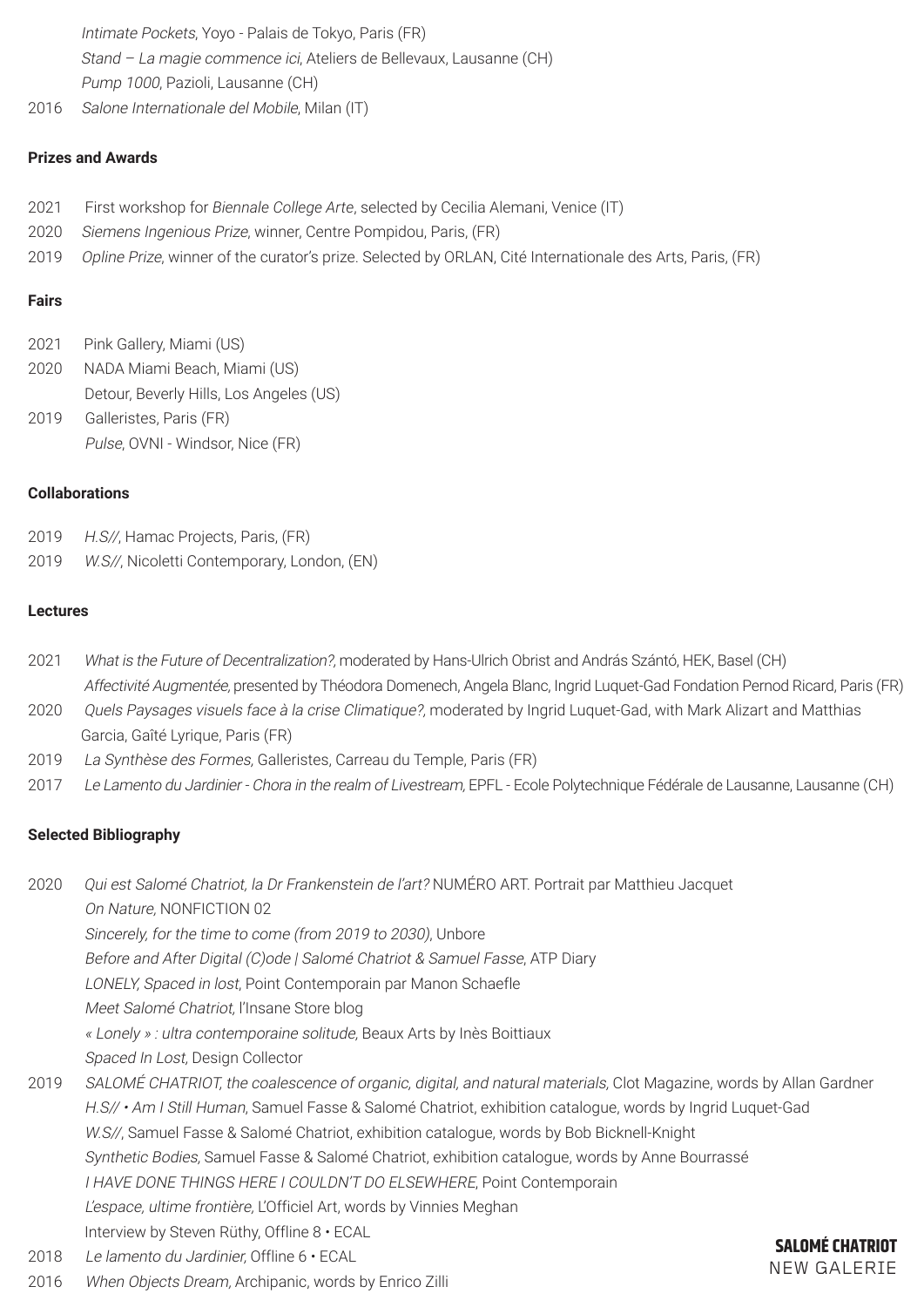*Intimate Pockets*, Yoyo - Palais de Tokyo, Paris (FR)
*Stand – La magie commence ici*, Ateliers de Bellevaux, Lausanne (CH)
*Pump 1000*, Pazioli, Lausanne (CH)

2016 *Salone Internationale del Mobile*, Milan (IT)

**Prizes and Awards**

2021 First workshop for *Biennale College Arte*, selected by Cecilia Alemani, Venice (IT)
2020 *Siemens Ingenious Prize*, winner, Centre Pompidou, Paris, (FR)
2019 *Opline Prize*, winner of the curator's prize. Selected by ORLAN, Cité Internationale des Arts, Paris, (FR)

**Fairs**

2021 Pink Gallery, Miami (US)
2020 NADA Miami Beach, Miami (US)
Detour, Beverly Hills, Los Angeles (US)
2019 Galleristes, Paris (FR)
*Pulse*, OVNI - Windsor, Nice (FR)

**Collaborations**

2019 *H.S//*, Hamac Projects, Paris, (FR)
2019 *W.S//*, Nicoletti Contemporary, London, (EN)

**Lectures**

2021 *What is the Future of Decentralization?,* moderated by Hans-Ulrich Obrist and András Szántó, HEK, Basel (CH)
*Affectivité Augmentée,* presented by Théodora Domenech, Angela Blanc, Ingrid Luquet-Gad Fondation Pernod Ricard, Paris (FR)
2020 *Quels Paysages visuels face à la crise Climatique?,* moderated by Ingrid Luquet-Gad, with Mark Alizart and Matthias Garcia, Gaîté Lyrique, Paris (FR)
2019 *La Synthèse des Formes,* Galleristes, Carreau du Temple, Paris (FR)
2017 *Le Lamento du Jardinier - Chora in the realm of Livestream,* EPFL - Ecole Polytechnique Fédérale de Lausanne, Lausanne (CH)

**Selected Bibliography**

2020 *Qui est Salomé Chatriot, la Dr Frankenstein de l'art?* NUMÉRO ART. Portrait par Matthieu Jacquet
*On Nature,* NONFICTION 02
*Sincerely, for the time to come (from 2019 to 2030)*, Unbore
*Before and After Digital (C)ode | Salomé Chatriot & Samuel Fasse*, ATP Diary
*LONELY, Spaced in lost*, Point Contemporain par Manon Schaefle
*Meet Salomé Chatriot,* l'Insane Store blog
*« Lonely » : ultra contemporaine solitude,* Beaux Arts by Inès Boittiaux
*Spaced In Lost,* Design Collector

2019 *SALOMÉ CHATRIOT, the coalescence of organic, digital, and natural materials,* Clot Magazine, words by Allan Gardner
*H.S// • Am I Still Human*, Samuel Fasse & Salomé Chatriot, exhibition catalogue, words by Ingrid Luquet-Gad
*W.S//*, Samuel Fasse & Salomé Chatriot, exhibition catalogue, words by Bob Bicknell-Knight
*Synthetic Bodies,* Samuel Fasse & Salomé Chatriot, exhibition catalogue, words by Anne Bourrassé
*I HAVE DONE THINGS HERE I COULDN'T DO ELSEWHERE*, Point Contemporain
*L'espace, ultime frontière,* L'Officiel Art, words by Vinnies Meghan
Interview by Steven Rüthy, Offline 8 • ECAL

2018 *Le lamento du Jardinier,* Offline 6 • ECAL
2016 *When Objects Dream,* Archipanic, words by Enrico Zilli